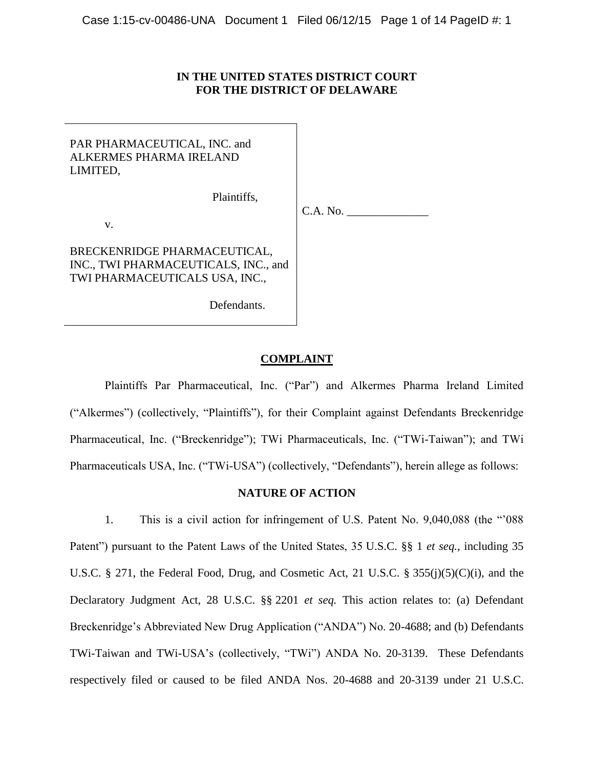**IN THE UNITED STATES DISTRICT COURT**
**FOR THE DISTRICT OF DELAWARE**

| | |
|---|---|
| PAR PHARMACEUTICAL, INC. and ALKERMES PHARMA IRELAND LIMITED,<br><br>Plaintiffs,<br><br>v.<br><br>BRECKENRIDGE PHARMACEUTICAL, INC., TWI PHARMACEUTICALS, INC., and TWI PHARMACEUTICALS USA, INC.,<br><br>Defendants. | C.A. No. ______________ |

## COMPLAINT

Plaintiffs Par Pharmaceutical, Inc. ("Par") and Alkermes Pharma Ireland Limited ("Alkermes") (collectively, "Plaintiffs"), for their Complaint against Defendants Breckenridge Pharmaceutical, Inc. ("Breckenridge"); TWi Pharmaceuticals, Inc. ("TWi-Taiwan"); and TWi Pharmaceuticals USA, Inc. ("TWi-USA") (collectively, "Defendants"), herein allege as follows:

### NATURE OF ACTION

1. This is a civil action for infringement of U.S. Patent No. 9,040,088 (the "'088 Patent") pursuant to the Patent Laws of the United States, 35 U.S.C. §§ 1 *et seq.*, including 35 U.S.C. § 271, the Federal Food, Drug, and Cosmetic Act, 21 U.S.C. § 355(j)(5)(C)(i), and the Declaratory Judgment Act, 28 U.S.C. §§ 2201 *et seq.* This action relates to: (a) Defendant Breckenridge's Abbreviated New Drug Application ("ANDA") No. 20-4688; and (b) Defendants TWi-Taiwan and TWi-USA's (collectively, "TWi") ANDA No. 20-3139. These Defendants respectively filed or caused to be filed ANDA Nos. 20-4688 and 20-3139 under 21 U.S.C.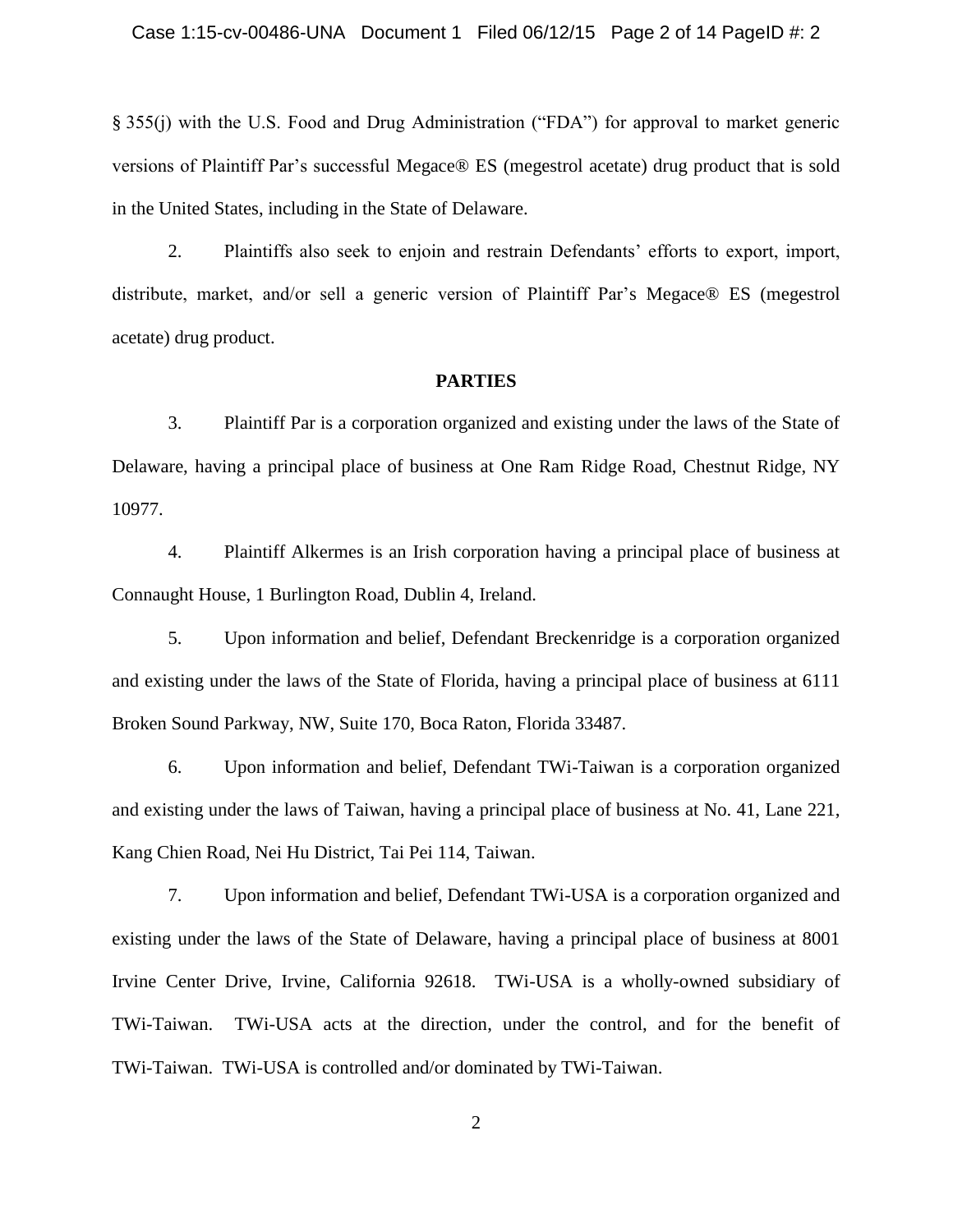§ 355(j) with the U.S. Food and Drug Administration ("FDA") for approval to market generic versions of Plaintiff Par's successful Megace® ES (megestrol acetate) drug product that is sold in the United States, including in the State of Delaware.

2. Plaintiffs also seek to enjoin and restrain Defendants' efforts to export, import, distribute, market, and/or sell a generic version of Plaintiff Par's Megace® ES (megestrol acetate) drug product.

## PARTIES

3. Plaintiff Par is a corporation organized and existing under the laws of the State of Delaware, having a principal place of business at One Ram Ridge Road, Chestnut Ridge, NY 10977.

4. Plaintiff Alkermes is an Irish corporation having a principal place of business at Connaught House, 1 Burlington Road, Dublin 4, Ireland.

5. Upon information and belief, Defendant Breckenridge is a corporation organized and existing under the laws of the State of Florida, having a principal place of business at 6111 Broken Sound Parkway, NW, Suite 170, Boca Raton, Florida 33487.

6. Upon information and belief, Defendant TWi-Taiwan is a corporation organized and existing under the laws of Taiwan, having a principal place of business at No. 41, Lane 221, Kang Chien Road, Nei Hu District, Tai Pei 114, Taiwan.

7. Upon information and belief, Defendant TWi-USA is a corporation organized and existing under the laws of the State of Delaware, having a principal place of business at 8001 Irvine Center Drive, Irvine, California 92618. TWi-USA is a wholly-owned subsidiary of TWi-Taiwan. TWi-USA acts at the direction, under the control, and for the benefit of TWi-Taiwan. TWi-USA is controlled and/or dominated by TWi-Taiwan.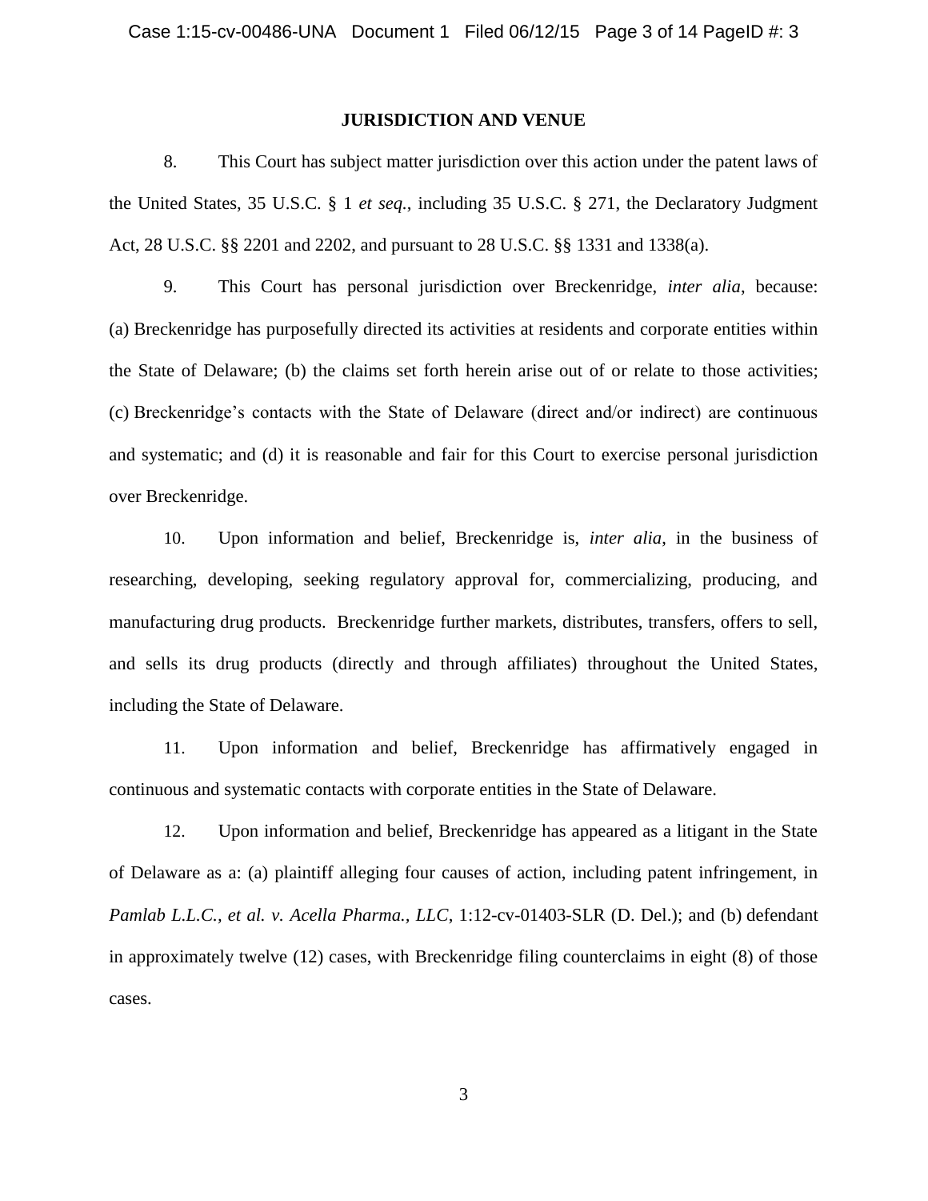## JURISDICTION AND VENUE

8. This Court has subject matter jurisdiction over this action under the patent laws of the United States, 35 U.S.C. § 1 *et seq.*, including 35 U.S.C. § 271, the Declaratory Judgment Act, 28 U.S.C. §§ 2201 and 2202, and pursuant to 28 U.S.C. §§ 1331 and 1338(a).

9. This Court has personal jurisdiction over Breckenridge, *inter alia*, because: (a) Breckenridge has purposefully directed its activities at residents and corporate entities within the State of Delaware; (b) the claims set forth herein arise out of or relate to those activities; (c) Breckenridge's contacts with the State of Delaware (direct and/or indirect) are continuous and systematic; and (d) it is reasonable and fair for this Court to exercise personal jurisdiction over Breckenridge.

10. Upon information and belief, Breckenridge is, *inter alia*, in the business of researching, developing, seeking regulatory approval for, commercializing, producing, and manufacturing drug products. Breckenridge further markets, distributes, transfers, offers to sell, and sells its drug products (directly and through affiliates) throughout the United States, including the State of Delaware.

11. Upon information and belief, Breckenridge has affirmatively engaged in continuous and systematic contacts with corporate entities in the State of Delaware.

12. Upon information and belief, Breckenridge has appeared as a litigant in the State of Delaware as a: (a) plaintiff alleging four causes of action, including patent infringement, in *Pamlab L.L.C., et al. v. Acella Pharma., LLC*, 1:12-cv-01403-SLR (D. Del.); and (b) defendant in approximately twelve (12) cases, with Breckenridge filing counterclaims in eight (8) of those cases.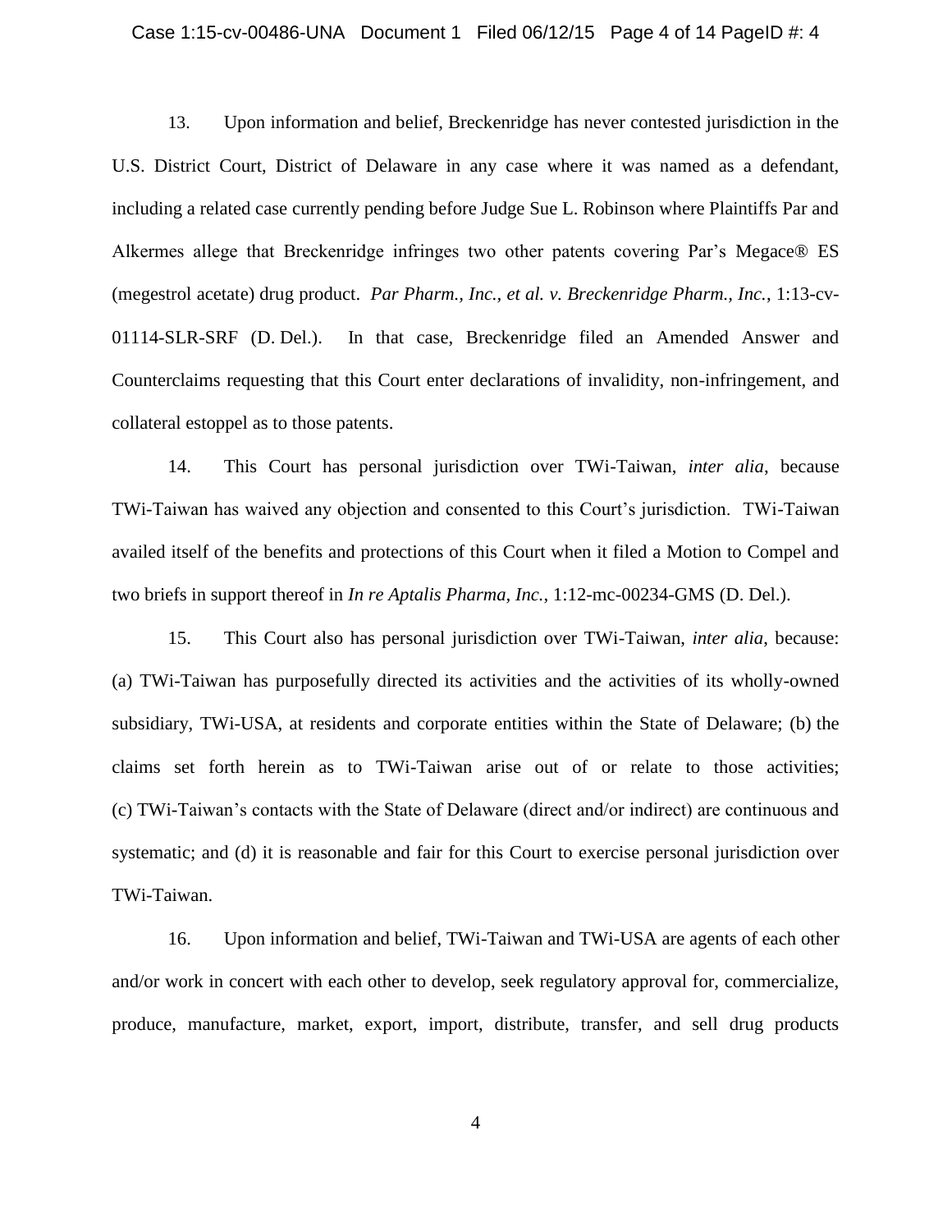13. Upon information and belief, Breckenridge has never contested jurisdiction in the U.S. District Court, District of Delaware in any case where it was named as a defendant, including a related case currently pending before Judge Sue L. Robinson where Plaintiffs Par and Alkermes allege that Breckenridge infringes two other patents covering Par's Megace® ES (megestrol acetate) drug product. *Par Pharm., Inc., et al. v. Breckenridge Pharm., Inc.*, 1:13-cv-01114-SLR-SRF (D. Del.). In that case, Breckenridge filed an Amended Answer and Counterclaims requesting that this Court enter declarations of invalidity, non-infringement, and collateral estoppel as to those patents.

14. This Court has personal jurisdiction over TWi-Taiwan, *inter alia*, because TWi-Taiwan has waived any objection and consented to this Court's jurisdiction. TWi-Taiwan availed itself of the benefits and protections of this Court when it filed a Motion to Compel and two briefs in support thereof in *In re Aptalis Pharma, Inc.*, 1:12-mc-00234-GMS (D. Del.).

15. This Court also has personal jurisdiction over TWi-Taiwan, *inter alia*, because: (a) TWi-Taiwan has purposefully directed its activities and the activities of its wholly-owned subsidiary, TWi-USA, at residents and corporate entities within the State of Delaware; (b) the claims set forth herein as to TWi-Taiwan arise out of or relate to those activities; (c) TWi-Taiwan's contacts with the State of Delaware (direct and/or indirect) are continuous and systematic; and (d) it is reasonable and fair for this Court to exercise personal jurisdiction over TWi-Taiwan.

16. Upon information and belief, TWi-Taiwan and TWi-USA are agents of each other and/or work in concert with each other to develop, seek regulatory approval for, commercialize, produce, manufacture, market, export, import, distribute, transfer, and sell drug products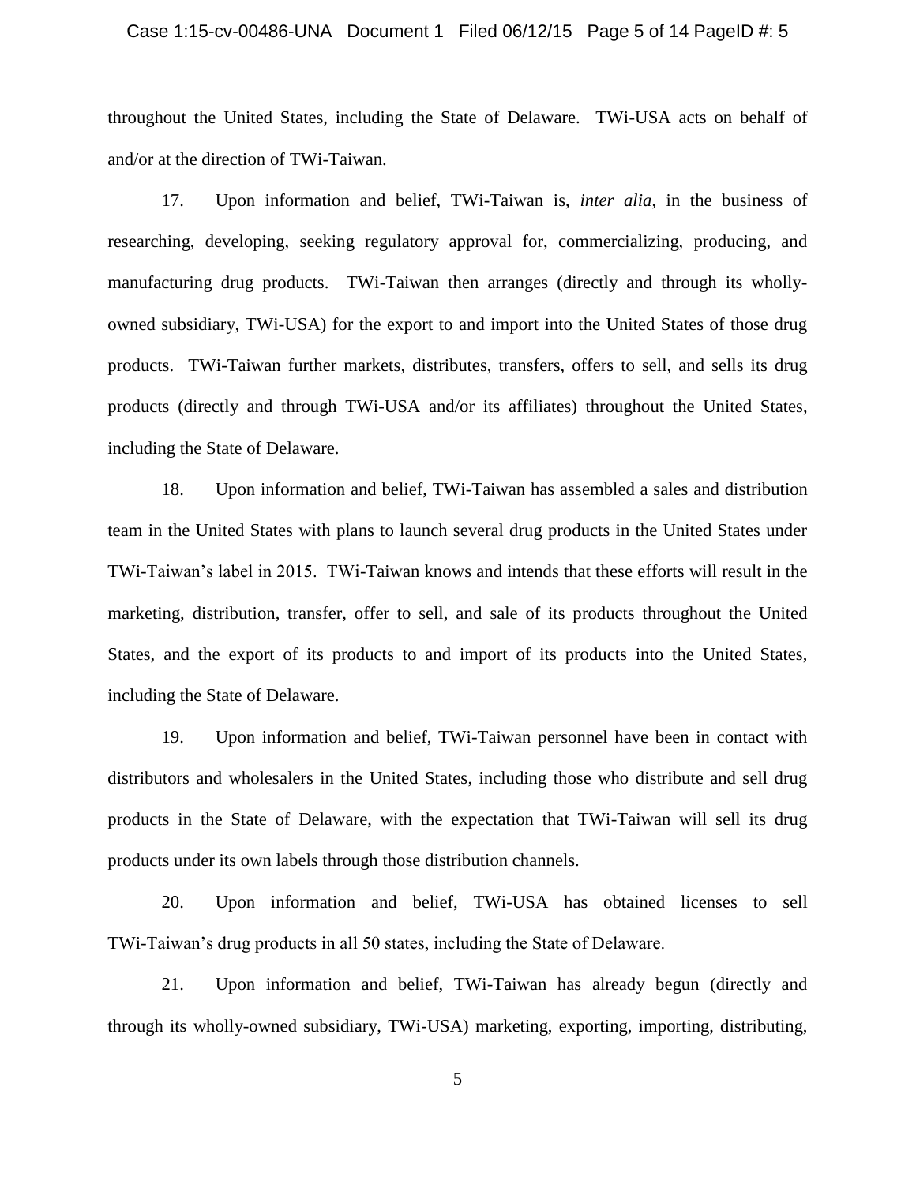throughout the United States, including the State of Delaware. TWi-USA acts on behalf of and/or at the direction of TWi-Taiwan.

17. Upon information and belief, TWi-Taiwan is, *inter alia*, in the business of researching, developing, seeking regulatory approval for, commercializing, producing, and manufacturing drug products. TWi-Taiwan then arranges (directly and through its wholly-owned subsidiary, TWi-USA) for the export to and import into the United States of those drug products. TWi-Taiwan further markets, distributes, transfers, offers to sell, and sells its drug products (directly and through TWi-USA and/or its affiliates) throughout the United States, including the State of Delaware.

18. Upon information and belief, TWi-Taiwan has assembled a sales and distribution team in the United States with plans to launch several drug products in the United States under TWi-Taiwan's label in 2015. TWi-Taiwan knows and intends that these efforts will result in the marketing, distribution, transfer, offer to sell, and sale of its products throughout the United States, and the export of its products to and import of its products into the United States, including the State of Delaware.

19. Upon information and belief, TWi-Taiwan personnel have been in contact with distributors and wholesalers in the United States, including those who distribute and sell drug products in the State of Delaware, with the expectation that TWi-Taiwan will sell its drug products under its own labels through those distribution channels.

20. Upon information and belief, TWi-USA has obtained licenses to sell TWi-Taiwan's drug products in all 50 states, including the State of Delaware.

21. Upon information and belief, TWi-Taiwan has already begun (directly and through its wholly-owned subsidiary, TWi-USA) marketing, exporting, importing, distributing,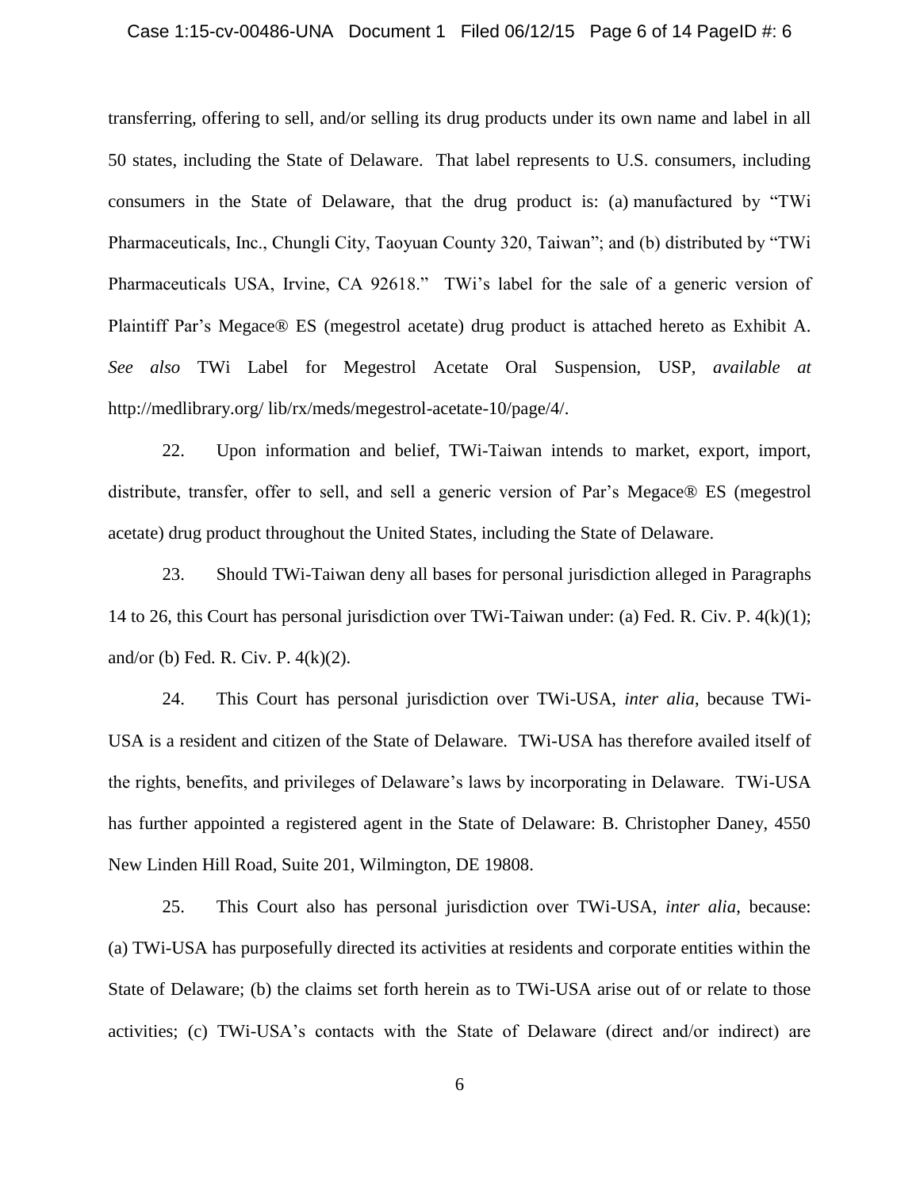transferring, offering to sell, and/or selling its drug products under its own name and label in all 50 states, including the State of Delaware. That label represents to U.S. consumers, including consumers in the State of Delaware, that the drug product is: (a) manufactured by "TWi Pharmaceuticals, Inc., Chungli City, Taoyuan County 320, Taiwan"; and (b) distributed by "TWi Pharmaceuticals USA, Irvine, CA 92618." TWi's label for the sale of a generic version of Plaintiff Par's Megace® ES (megestrol acetate) drug product is attached hereto as Exhibit A. *See also* TWi Label for Megestrol Acetate Oral Suspension, USP, *available at* http://medlibrary.org/ lib/rx/meds/megestrol-acetate-10/page/4/.

22. Upon information and belief, TWi-Taiwan intends to market, export, import, distribute, transfer, offer to sell, and sell a generic version of Par's Megace® ES (megestrol acetate) drug product throughout the United States, including the State of Delaware.

23. Should TWi-Taiwan deny all bases for personal jurisdiction alleged in Paragraphs 14 to 26, this Court has personal jurisdiction over TWi-Taiwan under: (a) Fed. R. Civ. P. 4(k)(1); and/or (b) Fed. R. Civ. P. 4(k)(2).

24. This Court has personal jurisdiction over TWi-USA, *inter alia*, because TWi-USA is a resident and citizen of the State of Delaware. TWi-USA has therefore availed itself of the rights, benefits, and privileges of Delaware's laws by incorporating in Delaware. TWi-USA has further appointed a registered agent in the State of Delaware: B. Christopher Daney, 4550 New Linden Hill Road, Suite 201, Wilmington, DE 19808.

25. This Court also has personal jurisdiction over TWi-USA, *inter alia*, because: (a) TWi-USA has purposefully directed its activities at residents and corporate entities within the State of Delaware; (b) the claims set forth herein as to TWi-USA arise out of or relate to those activities; (c) TWi-USA's contacts with the State of Delaware (direct and/or indirect) are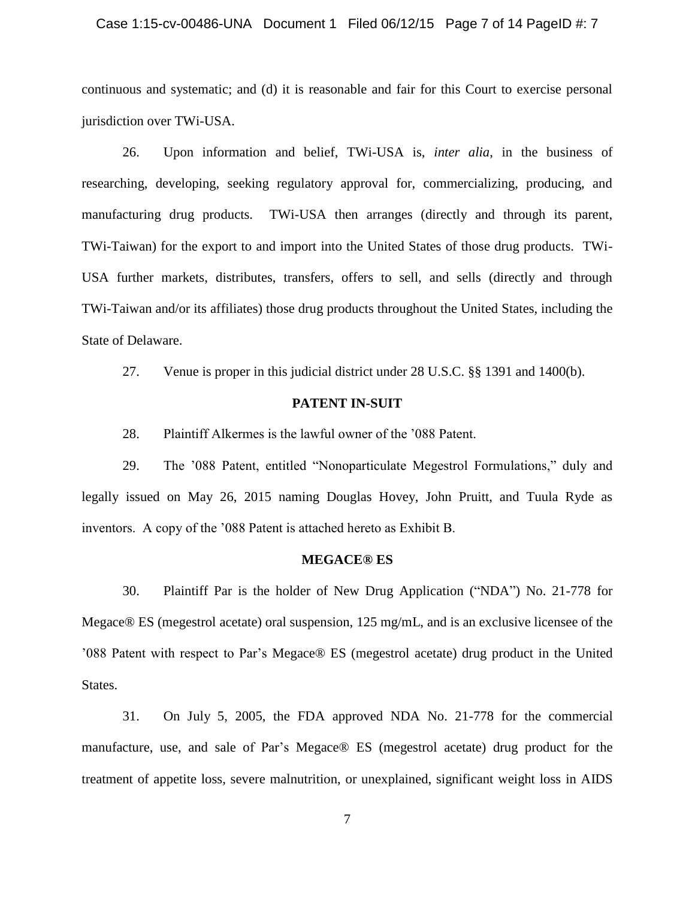continuous and systematic; and (d) it is reasonable and fair for this Court to exercise personal jurisdiction over TWi-USA.

26. Upon information and belief, TWi-USA is, *inter alia*, in the business of researching, developing, seeking regulatory approval for, commercializing, producing, and manufacturing drug products. TWi-USA then arranges (directly and through its parent, TWi-Taiwan) for the export to and import into the United States of those drug products. TWi-USA further markets, distributes, transfers, offers to sell, and sells (directly and through TWi-Taiwan and/or its affiliates) those drug products throughout the United States, including the State of Delaware.

27. Venue is proper in this judicial district under 28 U.S.C. §§ 1391 and 1400(b).

## PATENT IN-SUIT

28. Plaintiff Alkermes is the lawful owner of the '088 Patent.

29. The '088 Patent, entitled "Nonoparticulate Megestrol Formulations," duly and legally issued on May 26, 2015 naming Douglas Hovey, John Pruitt, and Tuula Ryde as inventors. A copy of the '088 Patent is attached hereto as Exhibit B.

## MEGACE® ES

30. Plaintiff Par is the holder of New Drug Application ("NDA") No. 21-778 for Megace® ES (megestrol acetate) oral suspension, 125 mg/mL, and is an exclusive licensee of the '088 Patent with respect to Par's Megace® ES (megestrol acetate) drug product in the United States.

31. On July 5, 2005, the FDA approved NDA No. 21-778 for the commercial manufacture, use, and sale of Par's Megace® ES (megestrol acetate) drug product for the treatment of appetite loss, severe malnutrition, or unexplained, significant weight loss in AIDS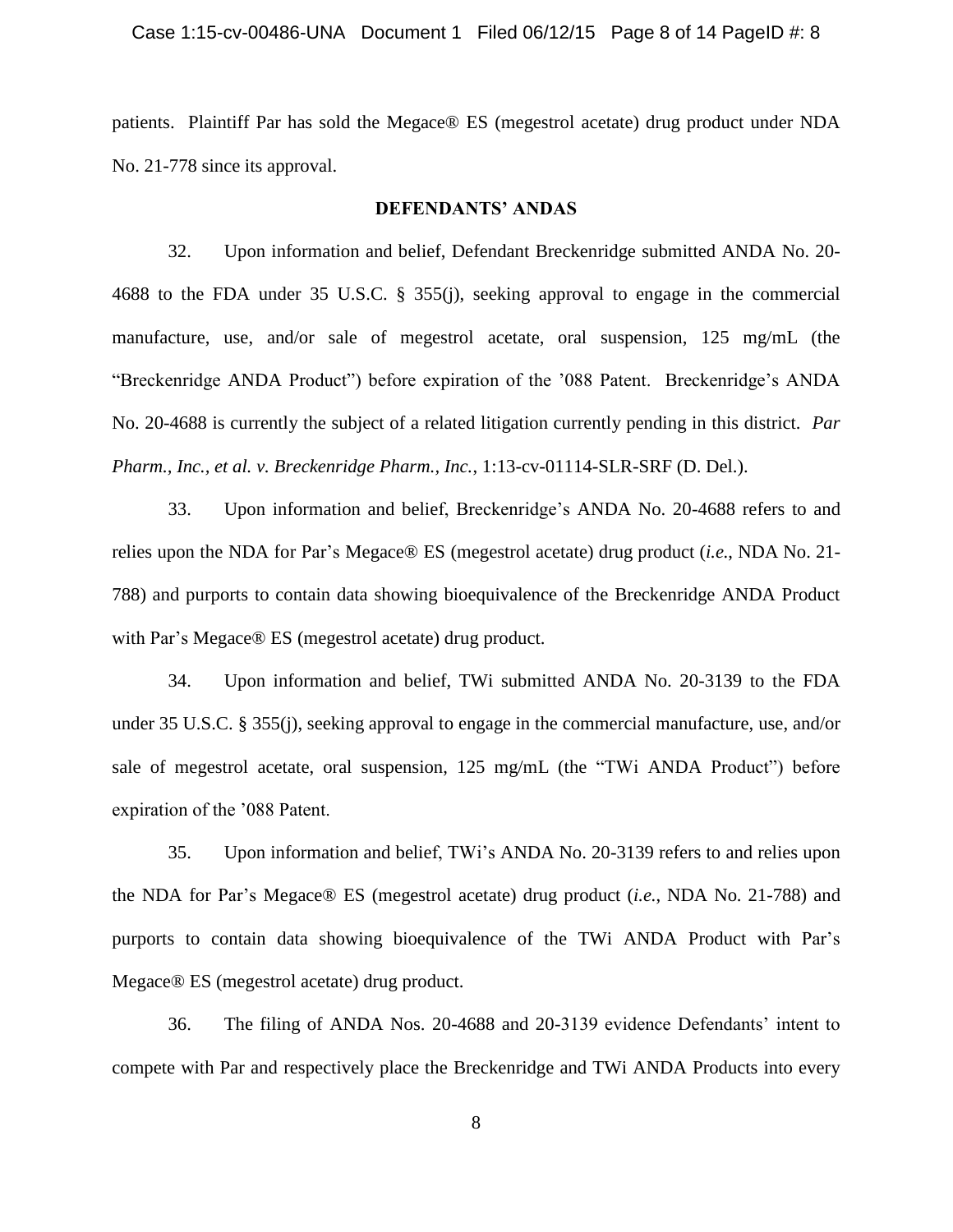patients. Plaintiff Par has sold the Megace® ES (megestrol acetate) drug product under NDA No. 21-778 since its approval.

## DEFENDANTS' ANDAS

32. Upon information and belief, Defendant Breckenridge submitted ANDA No. 20-4688 to the FDA under 35 U.S.C. § 355(j), seeking approval to engage in the commercial manufacture, use, and/or sale of megestrol acetate, oral suspension, 125 mg/mL (the "Breckenridge ANDA Product") before expiration of the '088 Patent. Breckenridge's ANDA No. 20-4688 is currently the subject of a related litigation currently pending in this district. *Par Pharm., Inc., et al. v. Breckenridge Pharm., Inc.*, 1:13-cv-01114-SLR-SRF (D. Del.).

33. Upon information and belief, Breckenridge's ANDA No. 20-4688 refers to and relies upon the NDA for Par's Megace® ES (megestrol acetate) drug product (*i.e.*, NDA No. 21-788) and purports to contain data showing bioequivalence of the Breckenridge ANDA Product with Par's Megace® ES (megestrol acetate) drug product.

34. Upon information and belief, TWi submitted ANDA No. 20-3139 to the FDA under 35 U.S.C. § 355(j), seeking approval to engage in the commercial manufacture, use, and/or sale of megestrol acetate, oral suspension, 125 mg/mL (the "TWi ANDA Product") before expiration of the '088 Patent.

35. Upon information and belief, TWi's ANDA No. 20-3139 refers to and relies upon the NDA for Par's Megace® ES (megestrol acetate) drug product (*i.e.*, NDA No. 21-788) and purports to contain data showing bioequivalence of the TWi ANDA Product with Par's Megace® ES (megestrol acetate) drug product.

36. The filing of ANDA Nos. 20-4688 and 20-3139 evidence Defendants' intent to compete with Par and respectively place the Breckenridge and TWi ANDA Products into every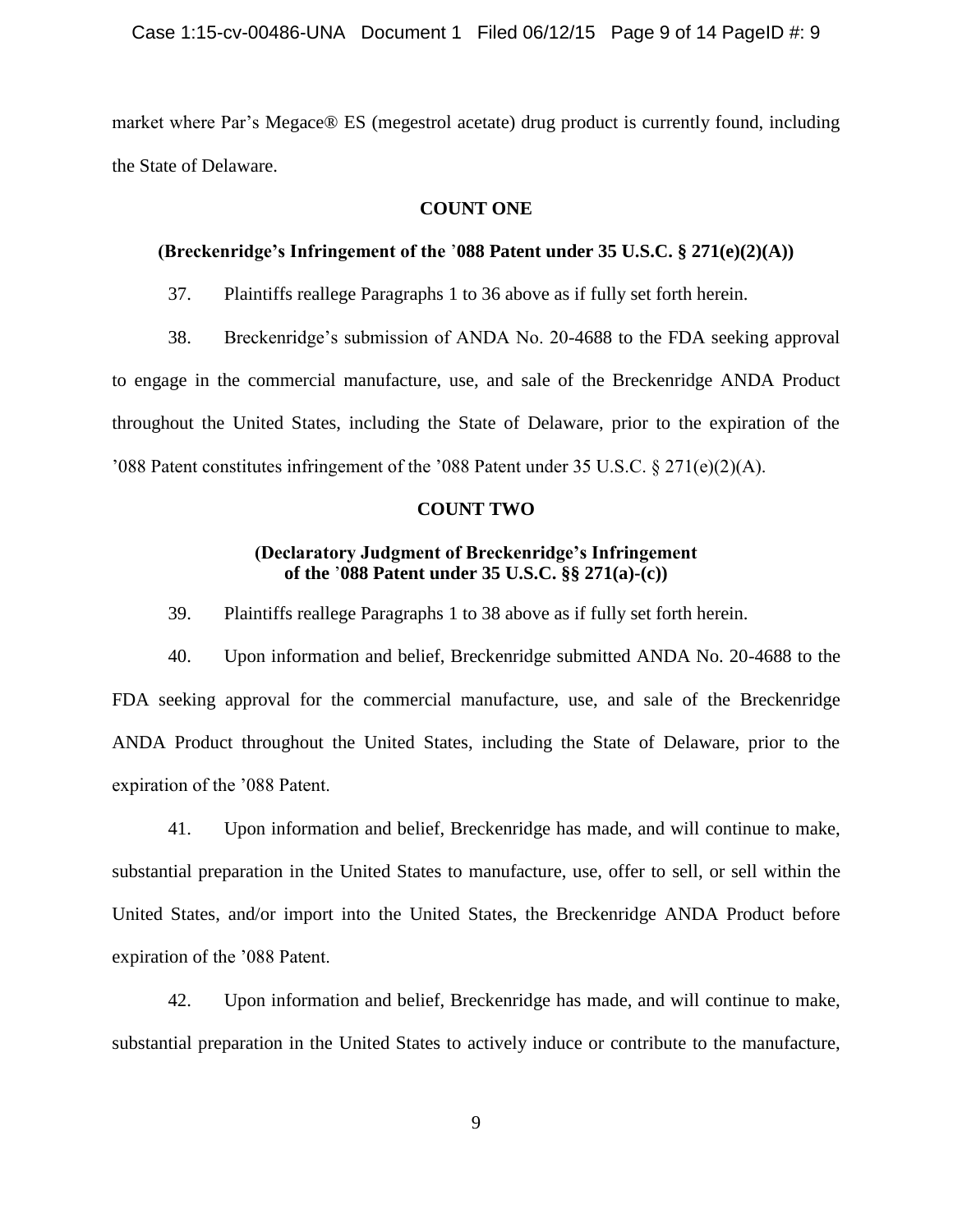market where Par's Megace® ES (megestrol acetate) drug product is currently found, including the State of Delaware.

**COUNT ONE**

**(Breckenridge's Infringement of the '088 Patent under 35 U.S.C. § 271(e)(2)(A))**

37. Plaintiffs reallege Paragraphs 1 to 36 above as if fully set forth herein.

38. Breckenridge's submission of ANDA No. 20-4688 to the FDA seeking approval to engage in the commercial manufacture, use, and sale of the Breckenridge ANDA Product throughout the United States, including the State of Delaware, prior to the expiration of the '088 Patent constitutes infringement of the '088 Patent under 35 U.S.C. § 271(e)(2)(A).

**COUNT TWO**

**(Declaratory Judgment of Breckenridge's Infringement of the '088 Patent under 35 U.S.C. §§ 271(a)-(c))**

39. Plaintiffs reallege Paragraphs 1 to 38 above as if fully set forth herein.

40. Upon information and belief, Breckenridge submitted ANDA No. 20-4688 to the FDA seeking approval for the commercial manufacture, use, and sale of the Breckenridge ANDA Product throughout the United States, including the State of Delaware, prior to the expiration of the '088 Patent.

41. Upon information and belief, Breckenridge has made, and will continue to make, substantial preparation in the United States to manufacture, use, offer to sell, or sell within the United States, and/or import into the United States, the Breckenridge ANDA Product before expiration of the '088 Patent.

42. Upon information and belief, Breckenridge has made, and will continue to make, substantial preparation in the United States to actively induce or contribute to the manufacture,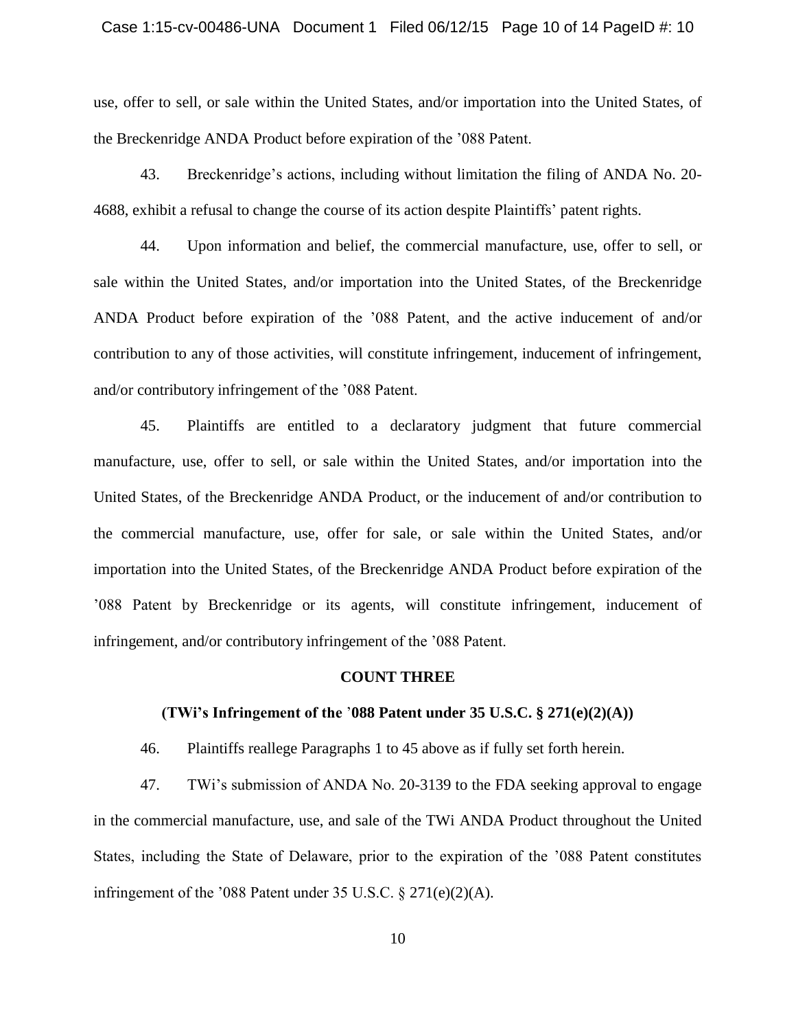use, offer to sell, or sale within the United States, and/or importation into the United States, of the Breckenridge ANDA Product before expiration of the ’088 Patent.

43. Breckenridge’s actions, including without limitation the filing of ANDA No. 20-4688, exhibit a refusal to change the course of its action despite Plaintiffs’ patent rights.

44. Upon information and belief, the commercial manufacture, use, offer to sell, or sale within the United States, and/or importation into the United States, of the Breckenridge ANDA Product before expiration of the ’088 Patent, and the active inducement of and/or contribution to any of those activities, will constitute infringement, inducement of infringement, and/or contributory infringement of the ’088 Patent.

45. Plaintiffs are entitled to a declaratory judgment that future commercial manufacture, use, offer to sell, or sale within the United States, and/or importation into the United States, of the Breckenridge ANDA Product, or the inducement of and/or contribution to the commercial manufacture, use, offer for sale, or sale within the United States, and/or importation into the United States, of the Breckenridge ANDA Product before expiration of the ’088 Patent by Breckenridge or its agents, will constitute infringement, inducement of infringement, and/or contributory infringement of the ’088 Patent.

**COUNT THREE**

**(TWi’s Infringement of the ’088 Patent under 35 U.S.C. § 271(e)(2)(A))**

46. Plaintiffs reallege Paragraphs 1 to 45 above as if fully set forth herein.

47. TWi’s submission of ANDA No. 20-3139 to the FDA seeking approval to engage in the commercial manufacture, use, and sale of the TWi ANDA Product throughout the United States, including the State of Delaware, prior to the expiration of the ’088 Patent constitutes infringement of the ’088 Patent under 35 U.S.C. § 271(e)(2)(A).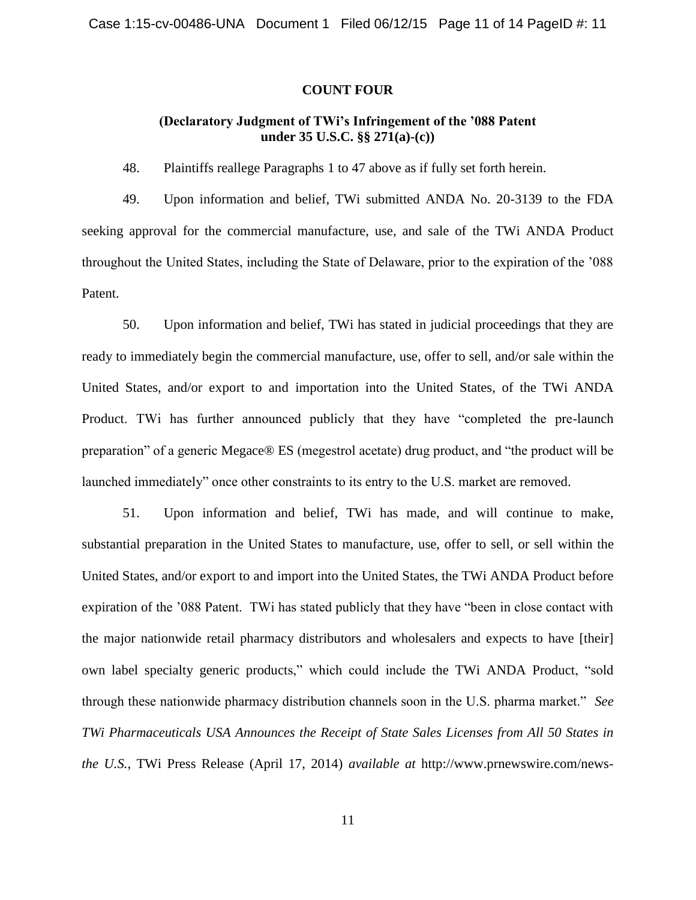## COUNT FOUR

### (Declaratory Judgment of TWi's Infringement of the '088 Patent under 35 U.S.C. §§ 271(a)-(c))

48. Plaintiffs reallege Paragraphs 1 to 47 above as if fully set forth herein.

49. Upon information and belief, TWi submitted ANDA No. 20-3139 to the FDA seeking approval for the commercial manufacture, use, and sale of the TWi ANDA Product throughout the United States, including the State of Delaware, prior to the expiration of the '088 Patent.

50. Upon information and belief, TWi has stated in judicial proceedings that they are ready to immediately begin the commercial manufacture, use, offer to sell, and/or sale within the United States, and/or export to and importation into the United States, of the TWi ANDA Product. TWi has further announced publicly that they have "completed the pre-launch preparation" of a generic Megace® ES (megestrol acetate) drug product, and "the product will be launched immediately" once other constraints to its entry to the U.S. market are removed.

51. Upon information and belief, TWi has made, and will continue to make, substantial preparation in the United States to manufacture, use, offer to sell, or sell within the United States, and/or export to and import into the United States, the TWi ANDA Product before expiration of the '088 Patent. TWi has stated publicly that they have "been in close contact with the major nationwide retail pharmacy distributors and wholesalers and expects to have [their] own label specialty generic products," which could include the TWi ANDA Product, "sold through these nationwide pharmacy distribution channels soon in the U.S. pharma market." *See TWi Pharmaceuticals USA Announces the Receipt of State Sales Licenses from All 50 States in the U.S.*, TWi Press Release (April 17, 2014) *available at* http://www.prnewswire.com/news-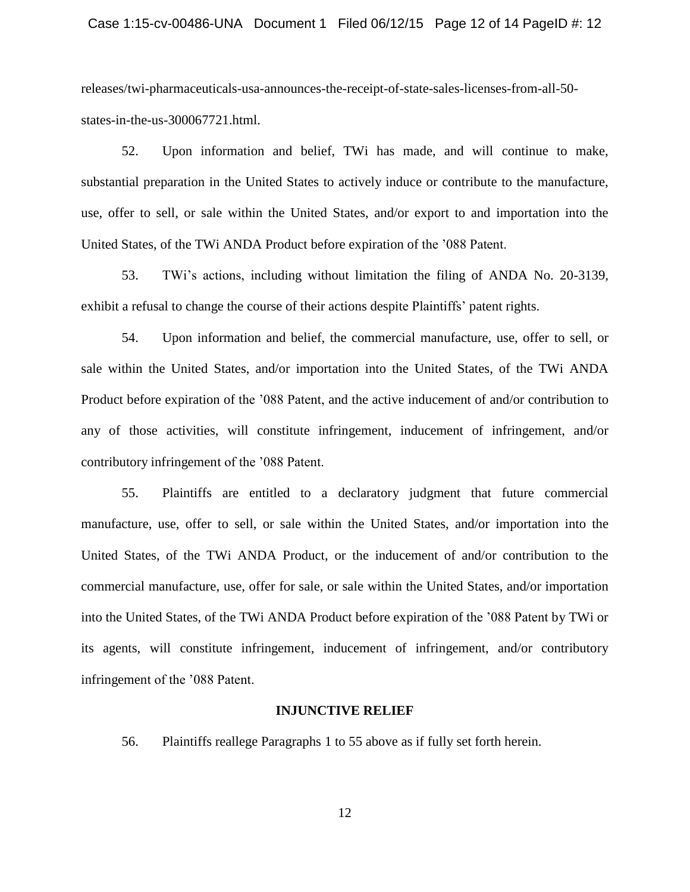releases/twi-pharmaceuticals-usa-announces-the-receipt-of-state-sales-licenses-from-all-50-states-in-the-us-300067721.html.

52. Upon information and belief, TWi has made, and will continue to make, substantial preparation in the United States to actively induce or contribute to the manufacture, use, offer to sell, or sale within the United States, and/or export to and importation into the United States, of the TWi ANDA Product before expiration of the '088 Patent.

53. TWi's actions, including without limitation the filing of ANDA No. 20-3139, exhibit a refusal to change the course of their actions despite Plaintiffs' patent rights.

54. Upon information and belief, the commercial manufacture, use, offer to sell, or sale within the United States, and/or importation into the United States, of the TWi ANDA Product before expiration of the '088 Patent, and the active inducement of and/or contribution to any of those activities, will constitute infringement, inducement of infringement, and/or contributory infringement of the '088 Patent.

55. Plaintiffs are entitled to a declaratory judgment that future commercial manufacture, use, offer to sell, or sale within the United States, and/or importation into the United States, of the TWi ANDA Product, or the inducement of and/or contribution to the commercial manufacture, use, offer for sale, or sale within the United States, and/or importation into the United States, of the TWi ANDA Product before expiration of the '088 Patent by TWi or its agents, will constitute infringement, inducement of infringement, and/or contributory infringement of the '088 Patent.

## INJUNCTIVE RELIEF

56. Plaintiffs reallege Paragraphs 1 to 55 above as if fully set forth herein.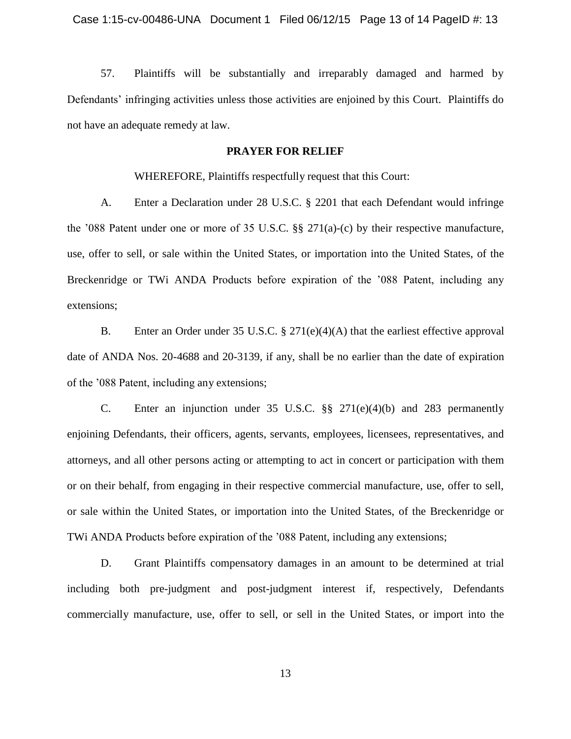57. Plaintiffs will be substantially and irreparably damaged and harmed by Defendants' infringing activities unless those activities are enjoined by this Court. Plaintiffs do not have an adequate remedy at law.

**PRAYER FOR RELIEF**

WHEREFORE, Plaintiffs respectfully request that this Court:

A. Enter a Declaration under 28 U.S.C. § 2201 that each Defendant would infringe the '088 Patent under one or more of 35 U.S.C. §§ 271(a)-(c) by their respective manufacture, use, offer to sell, or sale within the United States, or importation into the United States, of the Breckenridge or TWi ANDA Products before expiration of the '088 Patent, including any extensions;

B. Enter an Order under 35 U.S.C. § 271(e)(4)(A) that the earliest effective approval date of ANDA Nos. 20-4688 and 20-3139, if any, shall be no earlier than the date of expiration of the '088 Patent, including any extensions;

C. Enter an injunction under 35 U.S.C. §§ 271(e)(4)(b) and 283 permanently enjoining Defendants, their officers, agents, servants, employees, licensees, representatives, and attorneys, and all other persons acting or attempting to act in concert or participation with them or on their behalf, from engaging in their respective commercial manufacture, use, offer to sell, or sale within the United States, or importation into the United States, of the Breckenridge or TWi ANDA Products before expiration of the '088 Patent, including any extensions;

D. Grant Plaintiffs compensatory damages in an amount to be determined at trial including both pre-judgment and post-judgment interest if, respectively, Defendants commercially manufacture, use, offer to sell, or sell in the United States, or import into the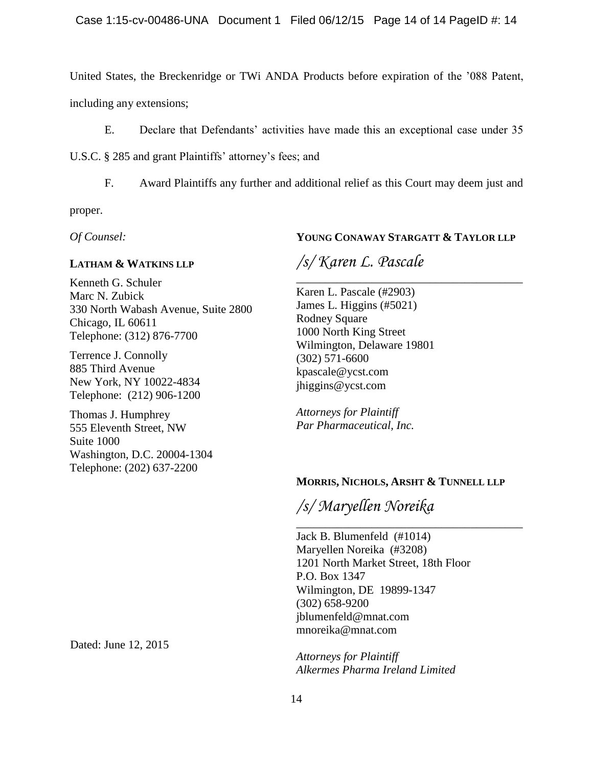United States, the Breckenridge or TWi ANDA Products before expiration of the '088 Patent, including any extensions;

E. Declare that Defendants' activities have made this an exceptional case under 35 U.S.C. § 285 and grant Plaintiffs' attorney's fees; and

F. Award Plaintiffs any further and additional relief as this Court may deem just and proper.

*Of Counsel:*

**LATHAM & WATKINS LLP**

Kenneth G. Schuler
Marc N. Zubick
330 North Wabash Avenue, Suite 2800
Chicago, IL 60611
Telephone: (312) 876-7700

Terrence J. Connolly
885 Third Avenue
New York, NY 10022-4834
Telephone: (212) 906-1200

Thomas J. Humphrey
555 Eleventh Street, NW
Suite 1000
Washington, D.C. 20004-1304
Telephone: (202) 637-2200

Dated: June 12, 2015

**YOUNG CONAWAY STARGATT & TAYLOR LLP**

*/s/ Karen L. Pascale*

Karen L. Pascale (#2903)
James L. Higgins (#5021)
Rodney Square
1000 North King Street
Wilmington, Delaware 19801
(302) 571-6600
kpascale@ycst.com
jhiggins@ycst.com

*Attorneys for Plaintiff*
*Par Pharmaceutical, Inc.*

**MORRIS, NICHOLS, ARSHT & TUNNELL LLP**

*/s/ Maryellen Noreika*

Jack B. Blumenfeld (#1014)
Maryellen Noreika (#3208)
1201 North Market Street, 18th Floor
P.O. Box 1347
Wilmington, DE 19899-1347
(302) 658-9200
jblumenfeld@mnat.com
mnoreika@mnat.com

*Attorneys for Plaintiff*
*Alkermes Pharma Ireland Limited*